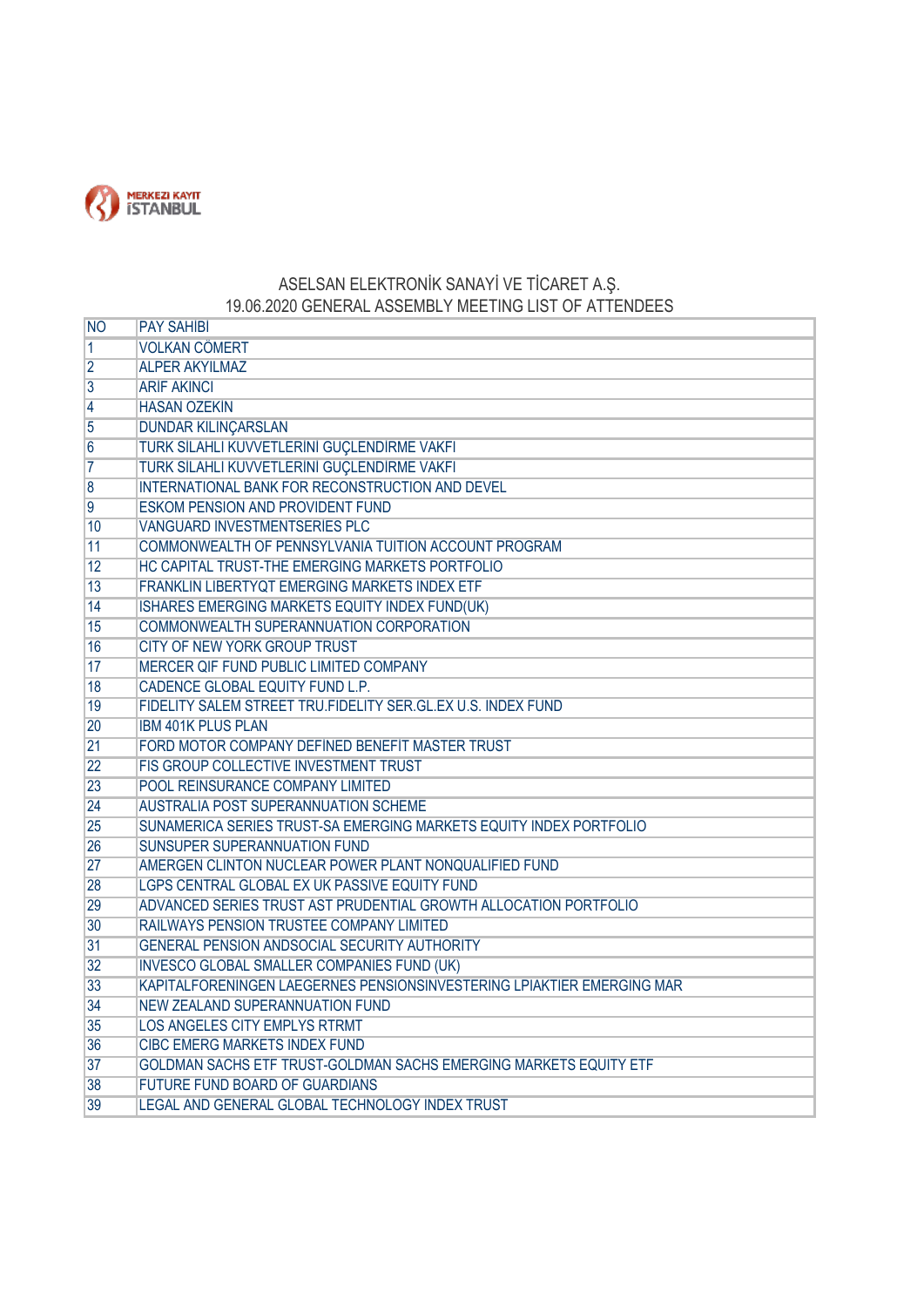MERKEZI KAYIT İSTANBUL

# ASELSAN ELEKTRONİK SANAYİ VE TİCARET A.Ş.
## 19.06.2020 GENERAL ASSEMBLY MEETING LIST OF ATTENDEES

| NO | PAY SAHIBI |
|---|---|
| 1 | VOLKAN CÖMERT |
| 2 | ALPER AKYILMAZ |
| 3 | ARİF AKINCI |
| 4 | HASAN OZEKIN |
| 5 | DUNDAR KILINÇARSLAN |
| 6 | TURK SILAHLI KUVVETLERINI GUÇLENDIRME VAKFI |
| 7 | TURK SILAHLI KUVVETLERINI GUÇLENDIRME VAKFI |
| 8 | INTERNATIONAL BANK FOR RECONSTRUCTION AND DEVEL |
| 9 | ESKOM PENSION AND PROVIDENT FUND |
| 10 | VANGUARD INVESTMENTSERIES PLC |
| 11 | COMMONWEALTH OF PENNSYLVANIA TUITION ACCOUNT PROGRAM |
| 12 | HC CAPITAL TRUST-THE EMERGING MARKETS PORTFOLIO |
| 13 | FRANKLIN LIBERTYQT EMERGING MARKETS INDEX ETF |
| 14 | ISHARES EMERGING MARKETS EQUITY INDEX FUND(UK) |
| 15 | COMMONWEALTH SUPERANNUATION CORPORATION |
| 16 | CITY OF NEW YORK GROUP TRUST |
| 17 | MERCER QIF FUND PUBLIC LIMITED COMPANY |
| 18 | CADENCE GLOBAL EQUITY FUND L.P. |
| 19 | FIDELITY SALEM STREET TRU.FIDELITY SER.GL.EX U.S. INDEX FUND |
| 20 | IBM 401K PLUS PLAN |
| 21 | FORD MOTOR COMPANY DEFINED BENEFIT MASTER TRUST |
| 22 | FIS GROUP COLLECTIVE INVESTMENT TRUST |
| 23 | POOL REINSURANCE COMPANY LIMITED |
| 24 | AUSTRALIA POST SUPERANNUATION SCHEME |
| 25 | SUNAMERICA SERIES TRUST-SA EMERGING MARKETS EQUITY INDEX PORTFOLIO |
| 26 | SUNSUPER SUPERANNUATION FUND |
| 27 | AMERGEN CLINTON NUCLEAR POWER PLANT NONQUALIFIED FUND |
| 28 | LGPS CENTRAL GLOBAL EX UK PASSIVE EQUITY FUND |
| 29 | ADVANCED SERIES TRUST AST PRUDENTIAL GROWTH ALLOCATION PORTFOLIO |
| 30 | RAILWAYS PENSION TRUSTEE COMPANY LIMITED |
| 31 | GENERAL PENSION ANDSOCIAL SECURITY AUTHORITY |
| 32 | INVESCO GLOBAL SMALLER COMPANIES FUND (UK) |
| 33 | KAPITALFORENINGEN LAEGERNES PENSIONSINVESTERING LPIAKTIER EMERGING MAR |
| 34 | NEW ZEALAND SUPERANNUATION FUND |
| 35 | LOS ANGELES CITY EMPLYS RTRMT |
| 36 | CIBC EMERG MARKETS INDEX FUND |
| 37 | GOLDMAN SACHS ETF TRUST-GOLDMAN SACHS EMERGING MARKETS EQUITY ETF |
| 38 | FUTURE FUND BOARD OF GUARDIANS |
| 39 | LEGAL AND GENERAL GLOBAL TECHNOLOGY INDEX TRUST |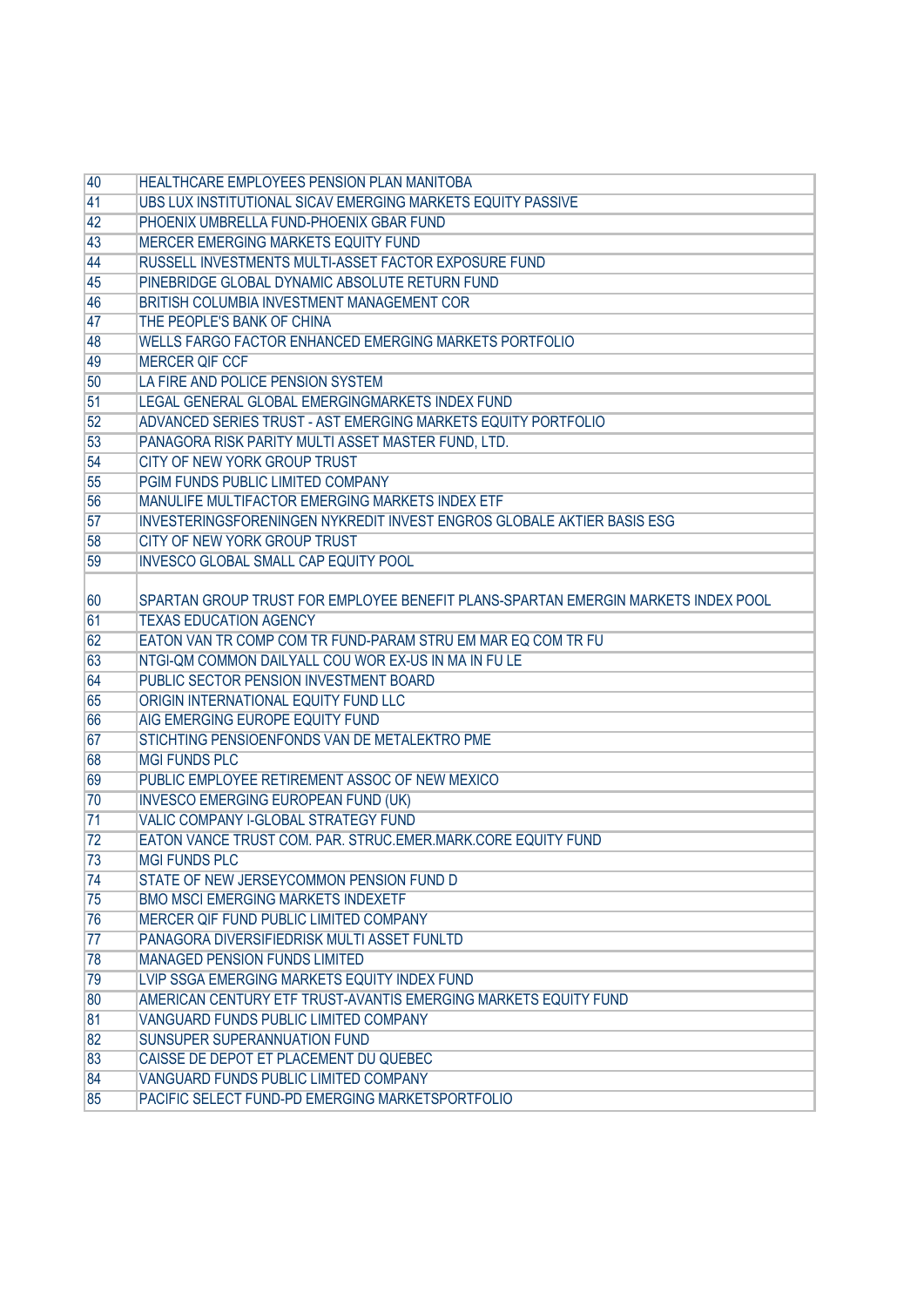| | |
|---|---|
| 40 | HEALTHCARE EMPLOYEES PENSION PLAN MANITOBA |
| 41 | UBS LUX INSTITUTIONAL SICAV EMERGING MARKETS EQUITY PASSIVE |
| 42 | PHOENIX UMBRELLA FUND-PHOENIX GBAR FUND |
| 43 | MERCER EMERGING MARKETS EQUITY FUND |
| 44 | RUSSELL INVESTMENTS MULTI-ASSET FACTOR EXPOSURE FUND |
| 45 | PINEBRIDGE GLOBAL DYNAMIC ABSOLUTE RETURN FUND |
| 46 | BRITISH COLUMBIA INVESTMENT MANAGEMENT COR |
| 47 | THE PEOPLE'S BANK OF CHINA |
| 48 | WELLS FARGO FACTOR ENHANCED EMERGING MARKETS PORTFOLIO |
| 49 | MERCER QIF CCF |
| 50 | LA FIRE AND POLICE PENSION SYSTEM |
| 51 | LEGAL GENERAL GLOBAL EMERGINGMARKETS INDEX FUND |
| 52 | ADVANCED SERIES TRUST - AST EMERGING MARKETS EQUITY PORTFOLIO |
| 53 | PANAGORA RISK PARITY MULTI ASSET MASTER FUND, LTD. |
| 54 | CITY OF NEW YORK GROUP TRUST |
| 55 | PGIM FUNDS PUBLIC LIMITED COMPANY |
| 56 | MANULIFE MULTIFACTOR EMERGING MARKETS INDEX ETF |
| 57 | INVESTERINGSFORENINGEN NYKREDIT INVEST ENGROS GLOBALE AKTIER BASIS ESG |
| 58 | CITY OF NEW YORK GROUP TRUST |
| 59 | INVESCO GLOBAL SMALL CAP EQUITY POOL |
| 60 | SPARTAN GROUP TRUST FOR EMPLOYEE BENEFIT PLANS-SPARTAN EMERGIN MARKETS INDEX POOL |
| 61 | TEXAS EDUCATION AGENCY |
| 62 | EATON VAN TR COMP COM TR FUND-PARAM STRU EM MAR EQ COM TR FU |
| 63 | NTGI-QM COMMON DAILYALL COU WOR EX-US IN MA IN FU LE |
| 64 | PUBLIC SECTOR PENSION INVESTMENT BOARD |
| 65 | ORIGIN INTERNATIONAL EQUITY FUND LLC |
| 66 | AIG EMERGING EUROPE EQUITY FUND |
| 67 | STICHTING PENSIOENFONDS VAN DE METALEKTRO PME |
| 68 | MGI FUNDS PLC |
| 69 | PUBLIC EMPLOYEE RETIREMENT ASSOC OF NEW MEXICO |
| 70 | INVESCO EMERGING EUROPEAN FUND (UK) |
| 71 | VALIC COMPANY I-GLOBAL STRATEGY FUND |
| 72 | EATON VANCE TRUST COM. PAR. STRUC.EMER.MARK.CORE EQUITY FUND |
| 73 | MGI FUNDS PLC |
| 74 | STATE OF NEW JERSEYCOMMON PENSION FUND D |
| 75 | BMO MSCI EMERGING MARKETS INDEXETF |
| 76 | MERCER QIF FUND PUBLIC LIMITED COMPANY |
| 77 | PANAGORA DIVERSIFIEDRISK MULTI ASSET FUNLTD |
| 78 | MANAGED PENSION FUNDS LIMITED |
| 79 | LVIP SSGA EMERGING MARKETS EQUITY INDEX FUND |
| 80 | AMERICAN CENTURY ETF TRUST-AVANTIS EMERGING MARKETS EQUITY FUND |
| 81 | VANGUARD FUNDS PUBLIC LIMITED COMPANY |
| 82 | SUNSUPER SUPERANNUATION FUND |
| 83 | CAISSE DE DEPOT ET PLACEMENT DU QUEBEC |
| 84 | VANGUARD FUNDS PUBLIC LIMITED COMPANY |
| 85 | PACIFIC SELECT FUND-PD EMERGING MARKETSPORTFOLIO |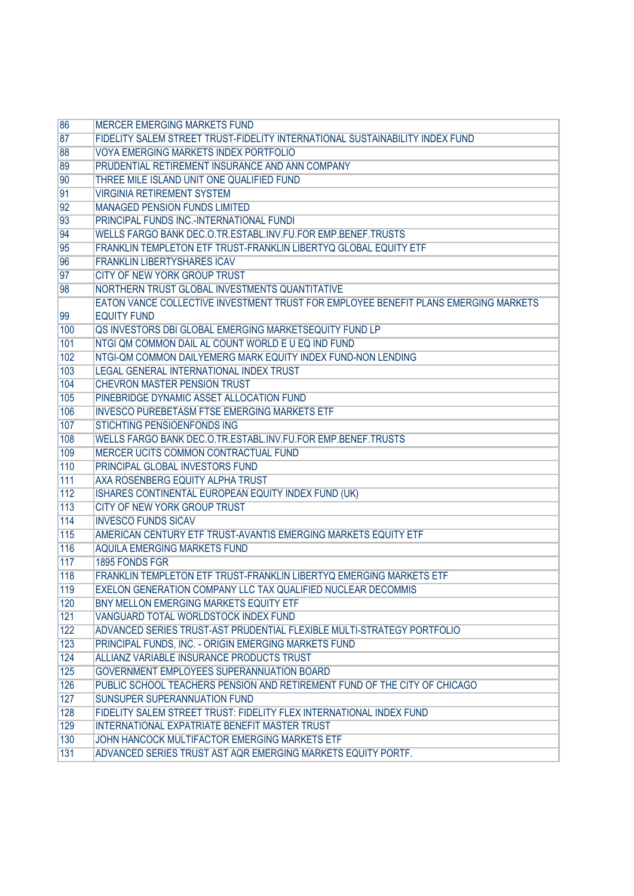| | |
|---|---|
| 86 | MERCER EMERGING MARKETS FUND |
| 87 | FIDELITY SALEM STREET TRUST-FIDELITY INTERNATIONAL SUSTAINABILITY INDEX FUND |
| 88 | VOYA EMERGING MARKETS INDEX PORTFOLIO |
| 89 | PRUDENTIAL RETIREMENT INSURANCE AND ANN COMPANY |
| 90 | THREE MILE ISLAND UNIT ONE QUALIFIED FUND |
| 91 | VIRGINIA RETIREMENT SYSTEM |
| 92 | MANAGED PENSION FUNDS LIMITED |
| 93 | PRINCIPAL FUNDS INC.-INTERNATIONAL FUNDI |
| 94 | WELLS FARGO BANK DEC.O.TR.ESTABL.INV.FU.FOR EMP.BENEF.TRUSTS |
| 95 | FRANKLIN TEMPLETON ETF TRUST-FRANKLIN LIBERTYQ GLOBAL EQUITY ETF |
| 96 | FRANKLIN LIBERTYSHARES ICAV |
| 97 | CITY OF NEW YORK GROUP TRUST |
| 98 | NORTHERN TRUST GLOBAL INVESTMENTS QUANTITATIVE |
| 99 | EATON VANCE COLLECTIVE INVESTMENT TRUST FOR EMPLOYEE BENEFIT PLANS EMERGING MARKETS EQUITY FUND |
| 100 | QS INVESTORS DBI GLOBAL EMERGING MARKETSEQUITY FUND LP |
| 101 | NTGI QM COMMON DAIL AL COUNT WORLD E U EQ IND FUND |
| 102 | NTGI-QM COMMON DAILYEMERG MARK EQUITY INDEX FUND-NON LENDING |
| 103 | LEGAL GENERAL INTERNATIONAL INDEX TRUST |
| 104 | CHEVRON MASTER PENSION TRUST |
| 105 | PINEBRIDGE DYNAMIC ASSET ALLOCATION FUND |
| 106 | INVESCO PUREBETASM FTSE EMERGING MARKETS ETF |
| 107 | STICHTING PENSIOENFONDS ING |
| 108 | WELLS FARGO BANK DEC.O.TR.ESTABL.INV.FU.FOR EMP.BENEF.TRUSTS |
| 109 | MERCER UCITS COMMON CONTRACTUAL FUND |
| 110 | PRINCIPAL GLOBAL INVESTORS FUND |
| 111 | AXA ROSENBERG EQUITY ALPHA TRUST |
| 112 | ISHARES CONTINENTAL EUROPEAN EQUITY INDEX FUND (UK) |
| 113 | CITY OF NEW YORK GROUP TRUST |
| 114 | INVESCO FUNDS SICAV |
| 115 | AMERICAN CENTURY ETF TRUST-AVANTIS EMERGING MARKETS EQUITY ETF |
| 116 | AQUILA EMERGING MARKETS FUND |
| 117 | 1895 FONDS FGR |
| 118 | FRANKLIN TEMPLETON ETF TRUST-FRANKLIN LIBERTYQ EMERGING MARKETS ETF |
| 119 | EXELON GENERATION COMPANY LLC TAX QUALIFIED NUCLEAR DECOMMIS |
| 120 | BNY MELLON EMERGING MARKETS EQUITY ETF |
| 121 | VANGUARD TOTAL WORLDSTOCK INDEX FUND |
| 122 | ADVANCED SERIES TRUST-AST PRUDENTIAL FLEXIBLE MULTI-STRATEGY PORTFOLIO |
| 123 | PRINCIPAL FUNDS, INC. - ORIGIN EMERGING MARKETS FUND |
| 124 | ALLIANZ VARIABLE INSURANCE PRODUCTS TRUST |
| 125 | GOVERNMENT EMPLOYEES SUPERANNUATION BOARD |
| 126 | PUBLIC SCHOOL TEACHERS PENSION AND RETIREMENT FUND OF THE CITY OF CHICAGO |
| 127 | SUNSUPER SUPERANNUATION FUND |
| 128 | FIDELITY SALEM STREET TRUST: FIDELITY FLEX INTERNATIONAL INDEX FUND |
| 129 | INTERNATIONAL EXPATRIATE BENEFIT MASTER TRUST |
| 130 | JOHN HANCOCK MULTIFACTOR EMERGING MARKETS ETF |
| 131 | ADVANCED SERIES TRUST AST AQR EMERGING MARKETS EQUITY PORTF. |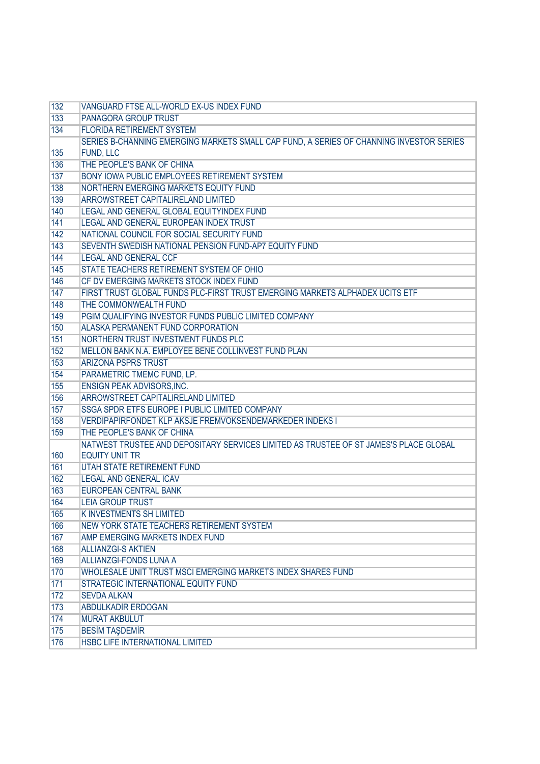| | |
|---|---|
| 132 | VANGUARD FTSE ALL-WORLD EX-US INDEX FUND |
| 133 | PANAGORA GROUP TRUST |
| 134 | FLORIDA RETIREMENT SYSTEM |
| 135 | SERIES B-CHANNING EMERGING MARKETS SMALL CAP FUND, A SERIES OF CHANNING INVESTOR SERIES FUND, LLC |
| 136 | THE PEOPLE'S BANK OF CHINA |
| 137 | BONY IOWA PUBLIC EMPLOYEES RETIREMENT SYSTEM |
| 138 | NORTHERN EMERGING MARKETS EQUITY FUND |
| 139 | ARROWSTREET CAPITALIRELAND LIMITED |
| 140 | LEGAL AND GENERAL GLOBAL EQUITYINDEX FUND |
| 141 | LEGAL AND GENERAL EUROPEAN INDEX TRUST |
| 142 | NATIONAL COUNCIL FOR SOCIAL SECURITY FUND |
| 143 | SEVENTH SWEDISH NATIONAL PENSION FUND-AP7 EQUITY FUND |
| 144 | LEGAL AND GENERAL CCF |
| 145 | STATE TEACHERS RETIREMENT SYSTEM OF OHIO |
| 146 | CF DV EMERGING MARKETS STOCK INDEX FUND |
| 147 | FIRST TRUST GLOBAL FUNDS PLC-FIRST TRUST EMERGING MARKETS ALPHADEX UCITS ETF |
| 148 | THE COMMONWEALTH FUND |
| 149 | PGIM QUALIFYING INVESTOR FUNDS PUBLIC LIMITED COMPANY |
| 150 | ALASKA PERMANENT FUND CORPORATION |
| 151 | NORTHERN TRUST INVESTMENT FUNDS PLC |
| 152 | MELLON BANK N.A. EMPLOYEE BENE COLLINVEST FUND PLAN |
| 153 | ARIZONA PSPRS TRUST |
| 154 | PARAMETRIC TMEMC FUND, LP. |
| 155 | ENSIGN PEAK ADVISORS,INC. |
| 156 | ARROWSTREET CAPITALIRELAND LIMITED |
| 157 | SSGA SPDR ETFS EUROPE I PUBLIC LIMITED COMPANY |
| 158 | VERDIPAPIRFONDET KLP AKSJE FREMVOKSENDEMARKEDER INDEKS I |
| 159 | THE PEOPLE'S BANK OF CHINA |
| 160 | NATWEST TRUSTEE AND DEPOSITARY SERVICES LIMITED AS TRUSTEE OF ST JAMES'S PLACE GLOBAL EQUITY UNIT TR |
| 161 | UTAH STATE RETIREMENT FUND |
| 162 | LEGAL AND GENERAL ICAV |
| 163 | EUROPEAN CENTRAL BANK |
| 164 | LEIA GROUP TRUST |
| 165 | K INVESTMENTS SH LIMITED |
| 166 | NEW YORK STATE TEACHERS RETIREMENT SYSTEM |
| 167 | AMP EMERGING MARKETS INDEX FUND |
| 168 | ALLIANZGI-S AKTIEN |
| 169 | ALLIANZGI-FONDS LUNA A |
| 170 | WHOLESALE UNIT TRUST MSCI EMERGING MARKETS INDEX SHARES FUND |
| 171 | STRATEGIC INTERNATIONAL EQUITY FUND |
| 172 | SEVDA ALKAN |
| 173 | ABDULKADIR ERDOGAN |
| 174 | MURAT AKBULUT |
| 175 | BESİM TAŞDEMİR |
| 176 | HSBC LIFE INTERNATIONAL LIMITED |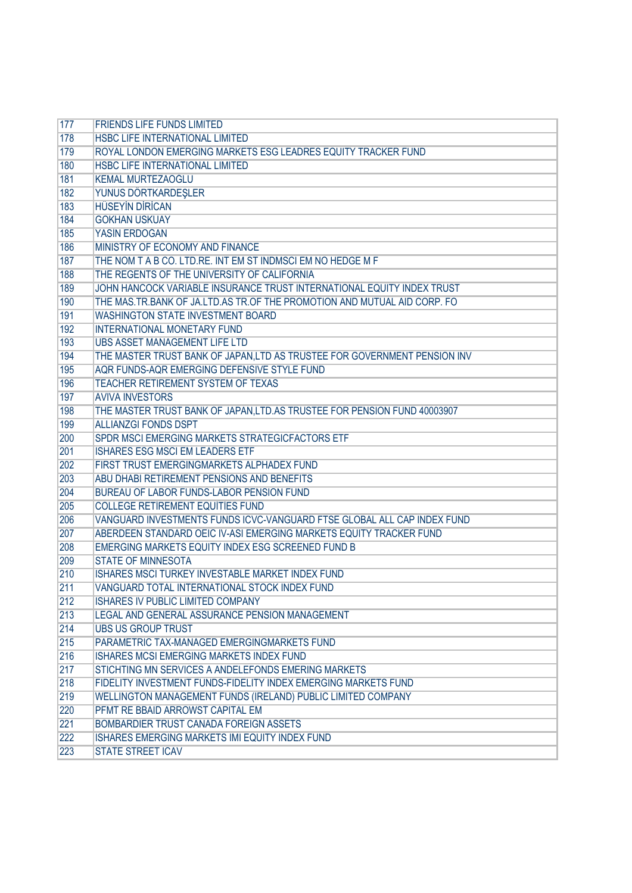| | |
|---|---|
| 177 | FRIENDS LIFE FUNDS LIMITED |
| 178 | HSBC LIFE INTERNATIONAL LIMITED |
| 179 | ROYAL LONDON EMERGING MARKETS ESG LEADRES EQUITY TRACKER FUND |
| 180 | HSBC LIFE INTERNATIONAL LIMITED |
| 181 | KEMAL MURTEZAOGLU |
| 182 | YUNUS DÖRTKARDEŞLER |
| 183 | HÜSEYİN DİRİCAN |
| 184 | GOKHAN USKUAY |
| 185 | YASIN ERDOGAN |
| 186 | MINISTRY OF ECONOMY AND FINANCE |
| 187 | THE NOM T A B CO. LTD.RE. INT EM ST INDMSCI EM NO HEDGE M F |
| 188 | THE REGENTS OF THE UNIVERSITY OF CALIFORNIA |
| 189 | JOHN HANCOCK VARIABLE INSURANCE TRUST INTERNATIONAL EQUITY INDEX TRUST |
| 190 | THE MAS.TR.BANK OF JA.LTD.AS TR.OF THE PROMOTION AND MUTUAL AID CORP. FO |
| 191 | WASHINGTON STATE INVESTMENT BOARD |
| 192 | INTERNATIONAL MONETARY FUND |
| 193 | UBS ASSET MANAGEMENT LIFE LTD |
| 194 | THE MASTER TRUST BANK OF JAPAN,LTD AS TRUSTEE FOR GOVERNMENT PENSION INV |
| 195 | AQR FUNDS-AQR EMERGING DEFENSIVE STYLE FUND |
| 196 | TEACHER RETIREMENT SYSTEM OF TEXAS |
| 197 | AVIVA INVESTORS |
| 198 | THE MASTER TRUST BANK OF JAPAN,LTD.AS TRUSTEE FOR PENSION FUND 40003907 |
| 199 | ALLIANZGI FONDS DSPT |
| 200 | SPDR MSCI EMERGING MARKETS STRATEGICFACTORS ETF |
| 201 | ISHARES ESG MSCI EM LEADERS ETF |
| 202 | FIRST TRUST EMERGINGMARKETS ALPHADEX FUND |
| 203 | ABU DHABI RETIREMENT PENSIONS AND BENEFITS |
| 204 | BUREAU OF LABOR FUNDS-LABOR PENSION FUND |
| 205 | COLLEGE RETIREMENT EQUITIES FUND |
| 206 | VANGUARD INVESTMENTS FUNDS ICVC-VANGUARD FTSE GLOBAL ALL CAP INDEX FUND |
| 207 | ABERDEEN STANDARD OEIC IV-ASI EMERGING MARKETS EQUITY TRACKER FUND |
| 208 | EMERGING MARKETS EQUITY INDEX ESG SCREENED FUND B |
| 209 | STATE OF MINNESOTA |
| 210 | ISHARES MSCI TURKEY INVESTABLE MARKET INDEX FUND |
| 211 | VANGUARD TOTAL INTERNATIONAL STOCK INDEX FUND |
| 212 | ISHARES IV PUBLIC LIMITED COMPANY |
| 213 | LEGAL AND GENERAL ASSURANCE PENSION MANAGEMENT |
| 214 | UBS US GROUP TRUST |
| 215 | PARAMETRIC TAX-MANAGED EMERGINGMARKETS FUND |
| 216 | ISHARES MCSI EMERGING MARKETS INDEX FUND |
| 217 | STICHTING MN SERVICES A ANDELEFONDS EMERING MARKETS |
| 218 | FIDELITY INVESTMENT FUNDS-FIDELITY INDEX EMERGING MARKETS FUND |
| 219 | WELLINGTON MANAGEMENT FUNDS (IRELAND) PUBLIC LIMITED COMPANY |
| 220 | PFMT RE BBAID ARROWST CAPITAL EM |
| 221 | BOMBARDIER TRUST CANADA FOREIGN ASSETS |
| 222 | ISHARES EMERGING MARKETS IMI EQUITY INDEX FUND |
| 223 | STATE STREET ICAV |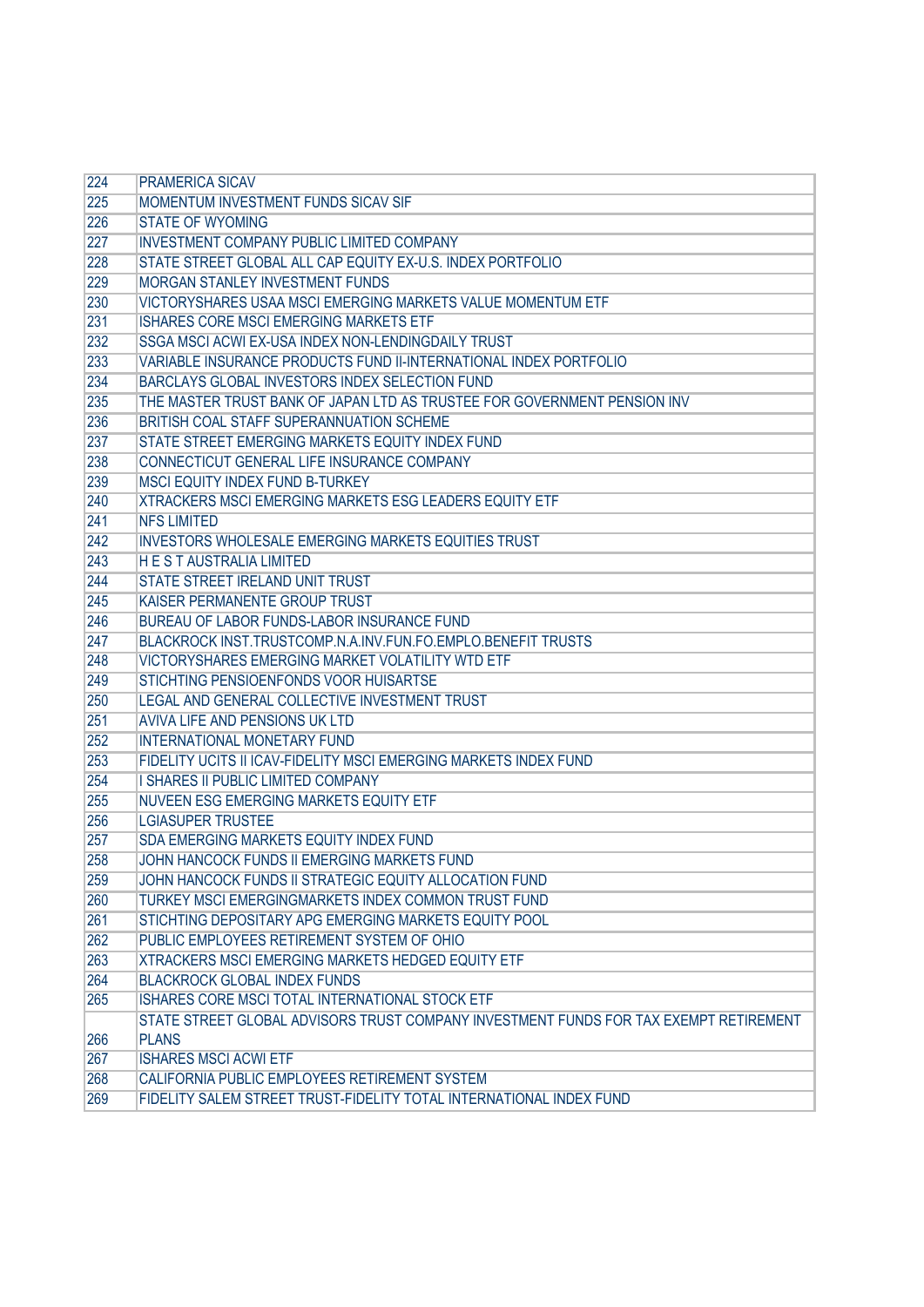| 224 | PRAMERICA SICAV |
|---|---|
| 225 | MOMENTUM INVESTMENT FUNDS SICAV SIF |
| 226 | STATE OF WYOMING |
| 227 | INVESTMENT COMPANY PUBLIC LIMITED COMPANY |
| 228 | STATE STREET GLOBAL ALL CAP EQUITY EX-U.S. INDEX PORTFOLIO |
| 229 | MORGAN STANLEY INVESTMENT FUNDS |
| 230 | VICTORYSHARES USAA MSCI EMERGING MARKETS VALUE MOMENTUM ETF |
| 231 | ISHARES CORE MSCI EMERGING MARKETS ETF |
| 232 | SSGA MSCI ACWI EX-USA INDEX NON-LENDINGDAILY TRUST |
| 233 | VARIABLE INSURANCE PRODUCTS FUND II-INTERNATIONAL INDEX PORTFOLIO |
| 234 | BARCLAYS GLOBAL INVESTORS INDEX SELECTION FUND |
| 235 | THE MASTER TRUST BANK OF JAPAN LTD AS TRUSTEE FOR GOVERNMENT PENSION INV |
| 236 | BRITISH COAL STAFF SUPERANNUATION SCHEME |
| 237 | STATE STREET EMERGING MARKETS EQUITY INDEX FUND |
| 238 | CONNECTICUT GENERAL LIFE INSURANCE COMPANY |
| 239 | MSCI EQUITY INDEX FUND B-TURKEY |
| 240 | XTRACKERS MSCI EMERGING MARKETS ESG LEADERS EQUITY ETF |
| 241 | NFS LIMITED |
| 242 | INVESTORS WHOLESALE EMERGING MARKETS EQUITIES TRUST |
| 243 | H E S T AUSTRALIA LIMITED |
| 244 | STATE STREET IRELAND UNIT TRUST |
| 245 | KAISER PERMANENTE GROUP TRUST |
| 246 | BUREAU OF LABOR FUNDS-LABOR INSURANCE FUND |
| 247 | BLACKROCK INST.TRUSTCOMP.N.A.INV.FUN.FO.EMPLO.BENEFIT TRUSTS |
| 248 | VICTORYSHARES EMERGING MARKET VOLATILITY WTD ETF |
| 249 | STICHTING PENSIOENFONDS VOOR HUISARTSE |
| 250 | LEGAL AND GENERAL COLLECTIVE INVESTMENT TRUST |
| 251 | AVIVA LIFE AND PENSIONS UK LTD |
| 252 | INTERNATIONAL MONETARY FUND |
| 253 | FIDELITY UCITS II ICAV-FIDELITY MSCI EMERGING MARKETS INDEX FUND |
| 254 | I SHARES II PUBLIC LIMITED COMPANY |
| 255 | NUVEEN ESG EMERGING MARKETS EQUITY ETF |
| 256 | LGIASUPER TRUSTEE |
| 257 | SDA EMERGING MARKETS EQUITY INDEX FUND |
| 258 | JOHN HANCOCK FUNDS II EMERGING MARKETS FUND |
| 259 | JOHN HANCOCK FUNDS II STRATEGIC EQUITY ALLOCATION FUND |
| 260 | TURKEY MSCI EMERGINGMARKETS INDEX COMMON TRUST FUND |
| 261 | STICHTING DEPOSITARY APG EMERGING MARKETS EQUITY POOL |
| 262 | PUBLIC EMPLOYEES RETIREMENT SYSTEM OF OHIO |
| 263 | XTRACKERS MSCI EMERGING MARKETS HEDGED EQUITY ETF |
| 264 | BLACKROCK GLOBAL INDEX FUNDS |
| 265 | ISHARES CORE MSCI TOTAL INTERNATIONAL STOCK ETF |
| 266 | STATE STREET GLOBAL ADVISORS TRUST COMPANY INVESTMENT FUNDS FOR TAX EXEMPT RETIREMENT PLANS |
| 267 | ISHARES MSCI ACWI ETF |
| 268 | CALIFORNIA PUBLIC EMPLOYEES RETIREMENT SYSTEM |
| 269 | FIDELITY SALEM STREET TRUST-FIDELITY TOTAL INTERNATIONAL INDEX FUND |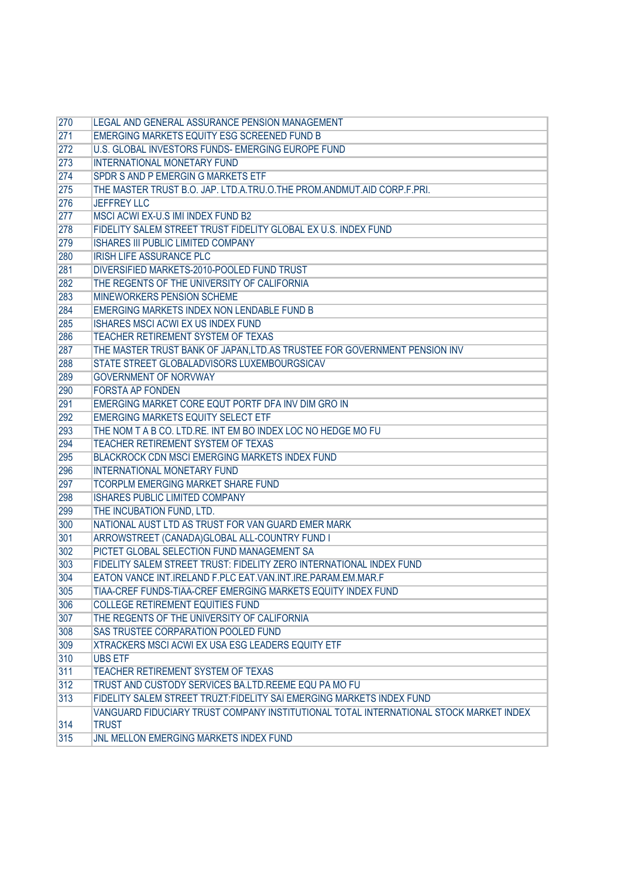| | |
|---|---|
| 270 | LEGAL AND GENERAL ASSURANCE PENSION MANAGEMENT |
| 271 | EMERGING MARKETS EQUITY ESG SCREENED FUND B |
| 272 | U.S. GLOBAL INVESTORS FUNDS- EMERGING EUROPE FUND |
| 273 | INTERNATIONAL MONETARY FUND |
| 274 | SPDR S AND P EMERGIN G MARKETS ETF |
| 275 | THE MASTER TRUST B.O. JAP. LTD.A.TRU.O.THE PROM.ANDMUT.AID CORP.F.PRI. |
| 276 | JEFFREY LLC |
| 277 | MSCI ACWI EX-U.S IMI INDEX FUND B2 |
| 278 | FIDELITY SALEM STREET TRUST FIDELITY GLOBAL EX U.S. INDEX FUND |
| 279 | ISHARES III PUBLIC LIMITED COMPANY |
| 280 | IRISH LIFE ASSURANCE PLC |
| 281 | DIVERSIFIED MARKETS-2010-POOLED FUND TRUST |
| 282 | THE REGENTS OF THE UNIVERSITY OF CALIFORNIA |
| 283 | MINEWORKERS PENSION SCHEME |
| 284 | EMERGING MARKETS INDEX NON LENDABLE FUND B |
| 285 | ISHARES MSCI ACWI EX US INDEX FUND |
| 286 | TEACHER RETIREMENT SYSTEM OF TEXAS |
| 287 | THE MASTER TRUST BANK OF JAPAN,LTD.AS TRUSTEE FOR GOVERNMENT PENSION INV |
| 288 | STATE STREET GLOBALADVISORS LUXEMBOURGSICAV |
| 289 | GOVERNMENT OF NORVWAY |
| 290 | FORSTA AP FONDEN |
| 291 | EMERGING MARKET CORE EQUT PORTF DFA INV DIM GRO IN |
| 292 | EMERGING MARKETS EQUITY SELECT ETF |
| 293 | THE NOM T A B CO. LTD.RE. INT EM BO INDEX LOC NO HEDGE MO FU |
| 294 | TEACHER RETIREMENT SYSTEM OF TEXAS |
| 295 | BLACKROCK CDN MSCI EMERGING MARKETS INDEX FUND |
| 296 | INTERNATIONAL MONETARY FUND |
| 297 | TCORPLM EMERGING MARKET SHARE FUND |
| 298 | ISHARES PUBLIC LIMITED COMPANY |
| 299 | THE INCUBATION FUND, LTD. |
| 300 | NATIONAL AUST LTD AS TRUST FOR VAN GUARD EMER MARK |
| 301 | ARROWSTREET (CANADA)GLOBAL ALL-COUNTRY FUND I |
| 302 | PICTET GLOBAL SELECTION FUND MANAGEMENT SA |
| 303 | FIDELITY SALEM STREET TRUST: FIDELITY ZERO INTERNATIONAL INDEX FUND |
| 304 | EATON VANCE INT.IRELAND F.PLC EAT.VAN.INT.IRE.PARAM.EM.MAR.F |
| 305 | TIAA-CREF FUNDS-TIAA-CREF EMERGING MARKETS EQUITY INDEX FUND |
| 306 | COLLEGE RETIREMENT EQUITIES FUND |
| 307 | THE REGENTS OF THE UNIVERSITY OF CALIFORNIA |
| 308 | SAS TRUSTEE CORPARATION POOLED FUND |
| 309 | XTRACKERS MSCI ACWI EX USA ESG LEADERS EQUITY ETF |
| 310 | UBS ETF |
| 311 | TEACHER RETIREMENT SYSTEM OF TEXAS |
| 312 | TRUST AND CUSTODY SERVICES BA.LTD.REEME EQU PA MO FU |
| 313 | FIDELITY SALEM STREET TRUZT:FIDELITY SAI EMERGING MARKETS INDEX FUND |
| 314 | VANGUARD FIDUCIARY TRUST COMPANY INSTITUTIONAL TOTAL INTERNATIONAL STOCK MARKET INDEX TRUST |
| 315 | JNL MELLON EMERGING MARKETS INDEX FUND |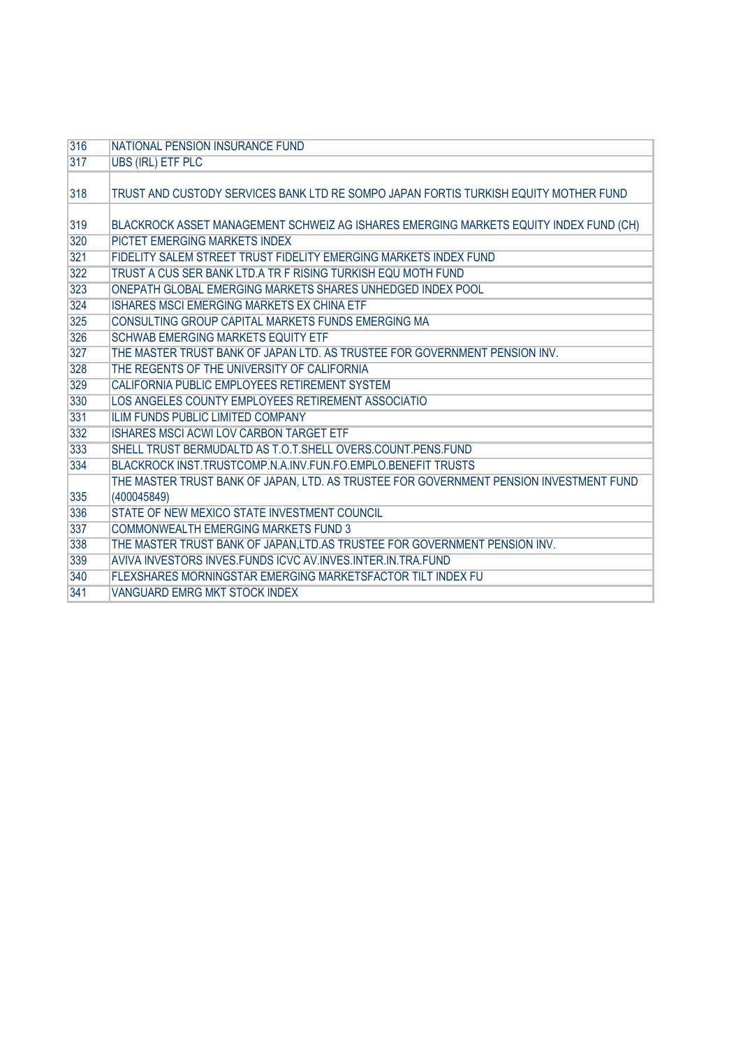| | |
|---|---|
| 316 | NATIONAL PENSION INSURANCE FUND |
| 317 | UBS (IRL) ETF PLC |
| 318 | TRUST AND CUSTODY SERVICES BANK LTD RE SOMPO JAPAN FORTIS TURKISH EQUITY MOTHER FUND |
| 319 | BLACKROCK ASSET MANAGEMENT SCHWEIZ AG ISHARES EMERGING MARKETS EQUITY INDEX FUND (CH) |
| 320 | PICTET EMERGING MARKETS INDEX |
| 321 | FIDELITY SALEM STREET TRUST FIDELITY EMERGING MARKETS INDEX FUND |
| 322 | TRUST A CUS SER BANK LTD.A TR F RISING TURKISH EQU MOTH FUND |
| 323 | ONEPATH GLOBAL EMERGING MARKETS SHARES UNHEDGED INDEX POOL |
| 324 | ISHARES MSCI EMERGING MARKETS EX CHINA ETF |
| 325 | CONSULTING GROUP CAPITAL MARKETS FUNDS EMERGING MA |
| 326 | SCHWAB EMERGING MARKETS EQUITY ETF |
| 327 | THE MASTER TRUST BANK OF JAPAN LTD. AS TRUSTEE FOR GOVERNMENT PENSION INV. |
| 328 | THE REGENTS OF THE UNIVERSITY OF CALIFORNIA |
| 329 | CALIFORNIA PUBLIC EMPLOYEES RETIREMENT SYSTEM |
| 330 | LOS ANGELES COUNTY EMPLOYEES RETIREMENT ASSOCIATIO |
| 331 | ILIM FUNDS PUBLIC LIMITED COMPANY |
| 332 | ISHARES MSCI ACWI LOV CARBON TARGET ETF |
| 333 | SHELL TRUST BERMUDALTD AS T.O.T.SHELL OVERS.COUNT.PENS.FUND |
| 334 | BLACKROCK INST.TRUSTCOMP.N.A.INV.FUN.FO.EMPLO.BENEFIT TRUSTS |
| 335 | THE MASTER TRUST BANK OF JAPAN, LTD. AS TRUSTEE FOR GOVERNMENT PENSION INVESTMENT FUND (400045849) |
| 336 | STATE OF NEW MEXICO STATE INVESTMENT COUNCIL |
| 337 | COMMONWEALTH EMERGING MARKETS FUND 3 |
| 338 | THE MASTER TRUST BANK OF JAPAN,LTD.AS TRUSTEE FOR GOVERNMENT PENSION INV. |
| 339 | AVIVA INVESTORS INVES.FUNDS ICVC AV.INVES.INTER.IN.TRA.FUND |
| 340 | FLEXSHARES MORNINGSTAR EMERGING MARKETSFACTOR TILT INDEX FU |
| 341 | VANGUARD EMRG MKT STOCK INDEX |